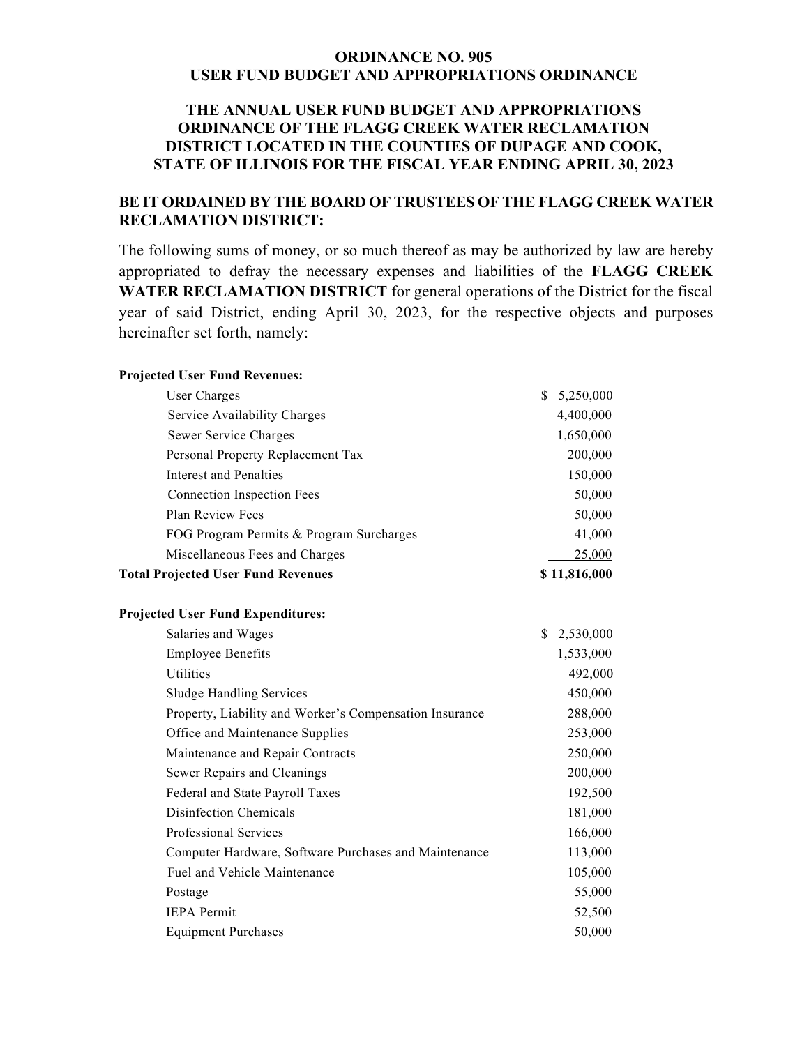**ORDINANCE NO. 905**
**USER FUND BUDGET AND APPROPRIATIONS ORDINANCE**

**THE ANNUAL USER FUND BUDGET AND APPROPRIATIONS ORDINANCE OF THE FLAGG CREEK WATER RECLAMATION DISTRICT LOCATED IN THE COUNTIES OF DUPAGE AND COOK, STATE OF ILLINOIS FOR THE FISCAL YEAR ENDING APRIL 30, 2023**

**BE IT ORDAINED BY THE BOARD OF TRUSTEES OF THE FLAGG CREEK WATER RECLAMATION DISTRICT:**

The following sums of money, or so much thereof as may be authorized by law are hereby appropriated to defray the necessary expenses and liabilities of the **FLAGG CREEK WATER RECLAMATION DISTRICT** for general operations of the District for the fiscal year of said District, ending April 30, 2023, for the respective objects and purposes hereinafter set forth, namely:

| **Projected User Fund Revenues:** | |
|---|---|
| User Charges | $ 5,250,000 |
| Service Availability Charges | 4,400,000 |
| Sewer Service Charges | 1,650,000 |
| Personal Property Replacement Tax | 200,000 |
| Interest and Penalties | 150,000 |
| Connection Inspection Fees | 50,000 |
| Plan Review Fees | 50,000 |
| FOG Program Permits & Program Surcharges | 41,000 |
| Miscellaneous Fees and Charges | 25,000 |
| **Total Projected User Fund Revenues** | **$ 11,816,000** |

| **Projected User Fund Expenditures:** | |
|---|---|
| Salaries and Wages | $ 2,530,000 |
| Employee Benefits | 1,533,000 |
| Utilities | 492,000 |
| Sludge Handling Services | 450,000 |
| Property, Liability and Worker's Compensation Insurance | 288,000 |
| Office and Maintenance Supplies | 253,000 |
| Maintenance and Repair Contracts | 250,000 |
| Sewer Repairs and Cleanings | 200,000 |
| Federal and State Payroll Taxes | 192,500 |
| Disinfection Chemicals | 181,000 |
| Professional Services | 166,000 |
| Computer Hardware, Software Purchases and Maintenance | 113,000 |
| Fuel and Vehicle Maintenance | 105,000 |
| Postage | 55,000 |
| IEPA Permit | 52,500 |
| Equipment Purchases | 50,000 |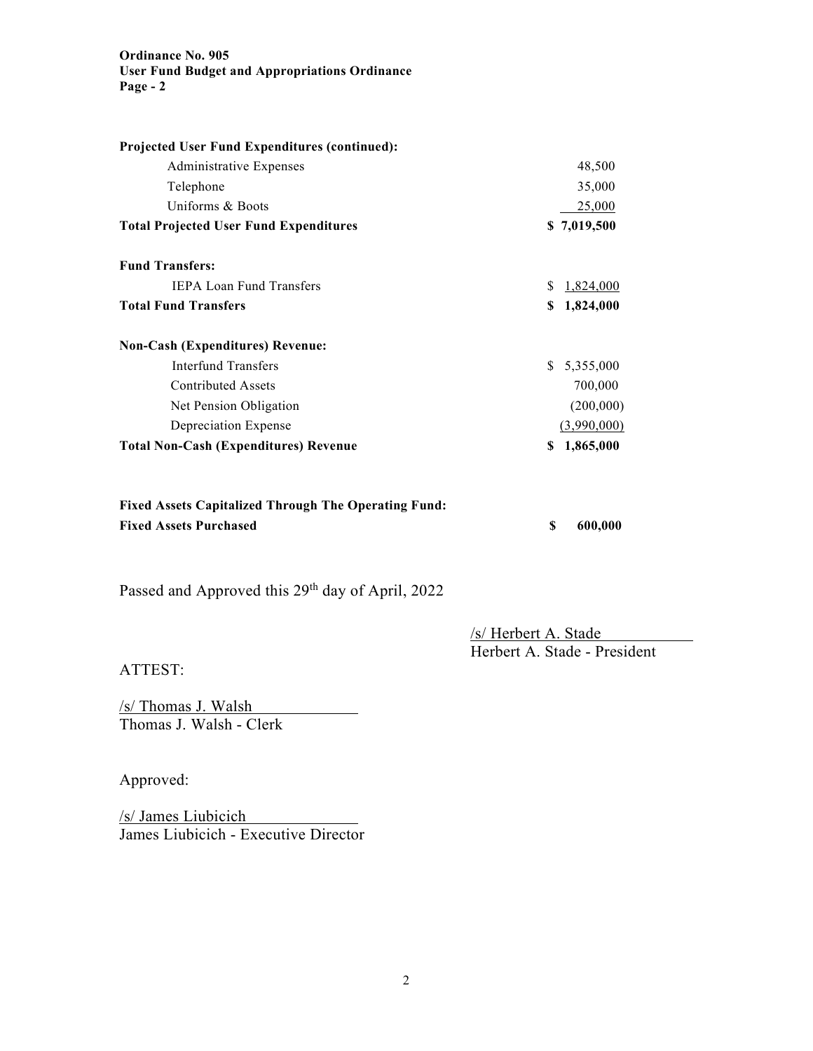**Ordinance No. 905**
**User Fund Budget and Appropriations Ordinance**
**Page - 2**

| | |
|---|---|
| **Projected User Fund Expenditures (continued):** | |
| Administrative Expenses | 48,500 |
| Telephone | 35,000 |
| Uniforms & Boots | 25,000 |
| **Total Projected User Fund Expenditures** | **$ 7,019,500** |
| | |
| **Fund Transfers:** | |
| IEPA Loan Fund Transfers | $ 1,824,000 |
| **Total Fund Transfers** | **$ 1,824,000** |
| | |
| **Non-Cash (Expenditures) Revenue:** | |
| Interfund Transfers | $ 5,355,000 |
| Contributed Assets | 700,000 |
| Net Pension Obligation | (200,000) |
| Depreciation Expense | (3,990,000) |
| **Total Non-Cash (Expenditures) Revenue** | **$ 1,865,000** |
| | |
| **Fixed Assets Capitalized Through The Operating Fund:** | |
| **Fixed Assets Purchased** | **$ 600,000** |

Passed and Approved this 29th day of April, 2022

/s/ Herbert A. Stade
Herbert A. Stade - President

ATTEST:

/s/ Thomas J. Walsh
Thomas J. Walsh - Clerk

Approved:

/s/ James Liubicich
James Liubicich - Executive Director